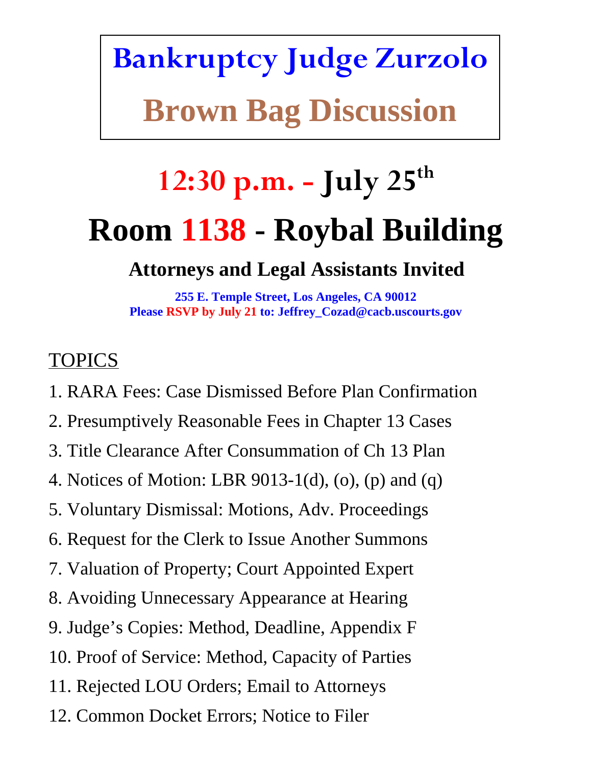# Bankruptcy Judge Zurzolo

# Brown Bag Discussion

## 12:30 p.m. - July 25th

## Room 1138 - Roybal Building

### Attorneys and Legal Assistants Invited

**255 E. Temple Street, Los Angeles, CA 90012**
**Please RSVP by July 21 to: Jeffrey_Cozad@cacb.uscourts.gov**

## TOPICS

1. RARA Fees: Case Dismissed Before Plan Confirmation
2. Presumptively Reasonable Fees in Chapter 13 Cases
3. Title Clearance After Consummation of Ch 13 Plan
4. Notices of Motion: LBR 9013-1(d), (o), (p) and (q)
5. Voluntary Dismissal: Motions, Adv. Proceedings
6. Request for the Clerk to Issue Another Summons
7. Valuation of Property; Court Appointed Expert
8. Avoiding Unnecessary Appearance at Hearing
9. Judge's Copies: Method, Deadline, Appendix F
10. Proof of Service: Method, Capacity of Parties
11. Rejected LOU Orders; Email to Attorneys
12. Common Docket Errors; Notice to Filer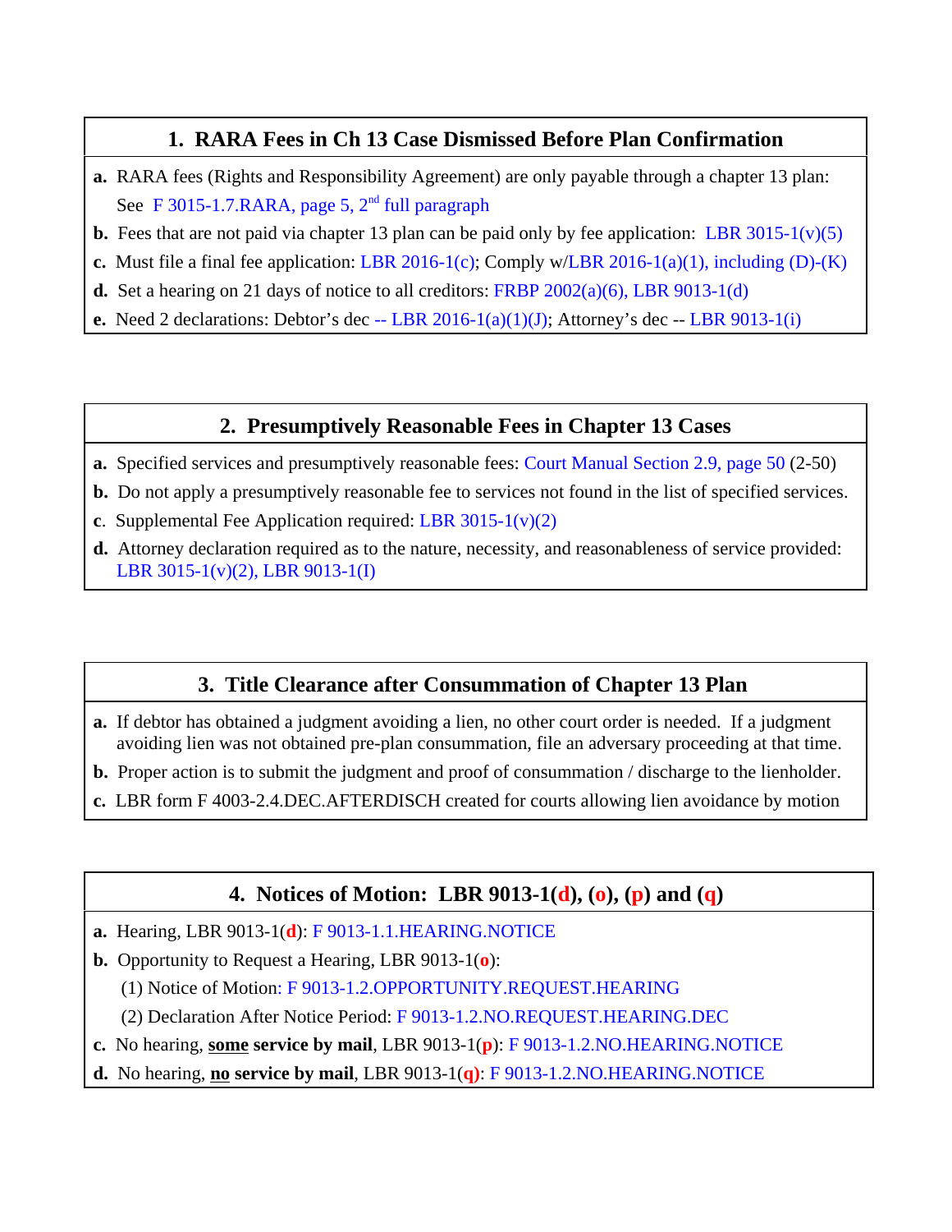## 1. RARA Fees in Ch 13 Case Dismissed Before Plan Confirmation

**a.** RARA fees (Rights and Responsibility Agreement) are only payable through a chapter 13 plan: See F 3015-1.7.RARA, page 5, 2nd full paragraph

**b.** Fees that are not paid via chapter 13 plan can be paid only by fee application: LBR 3015-1(v)(5)

**c.** Must file a final fee application: LBR 2016-1(c); Comply w/LBR 2016-1(a)(1), including (D)-(K)

**d.** Set a hearing on 21 days of notice to all creditors: FRBP 2002(a)(6), LBR 9013-1(d)

**e.** Need 2 declarations: Debtor's dec -- LBR 2016-1(a)(1)(J); Attorney's dec -- LBR 9013-1(i)

## 2. Presumptively Reasonable Fees in Chapter 13 Cases

**a.** Specified services and presumptively reasonable fees: Court Manual Section 2.9, page 50 (2-50)

**b.** Do not apply a presumptively reasonable fee to services not found in the list of specified services.

**c**. Supplemental Fee Application required: LBR 3015-1(v)(2)

**d.** Attorney declaration required as to the nature, necessity, and reasonableness of service provided: LBR 3015-1(v)(2), LBR 9013-1(I)

## 3. Title Clearance after Consummation of Chapter 13 Plan

**a.** If debtor has obtained a judgment avoiding a lien, no other court order is needed. If a judgment avoiding lien was not obtained pre-plan consummation, file an adversary proceeding at that time.

**b.** Proper action is to submit the judgment and proof of consummation / discharge to the lienholder.

**c.** LBR form F 4003-2.4.DEC.AFTERDISCH created for courts allowing lien avoidance by motion

## 4. Notices of Motion: LBR 9013-1(d), (o), (p) and (q)

**a.** Hearing, LBR 9013-1(**d**): F 9013-1.1.HEARING.NOTICE

**b.** Opportunity to Request a Hearing, LBR 9013-1(**o**):

(1) Notice of Motion: F 9013-1.2.OPPORTUNITY.REQUEST.HEARING

(2) Declaration After Notice Period: F 9013-1.2.NO.REQUEST.HEARING.DEC

**c.** No hearing, **some service by mail**, LBR 9013-1(**p**): F 9013-1.2.NO.HEARING.NOTICE

**d.** No hearing, **no service by mail**, LBR 9013-1(**q**): F 9013-1.2.NO.HEARING.NOTICE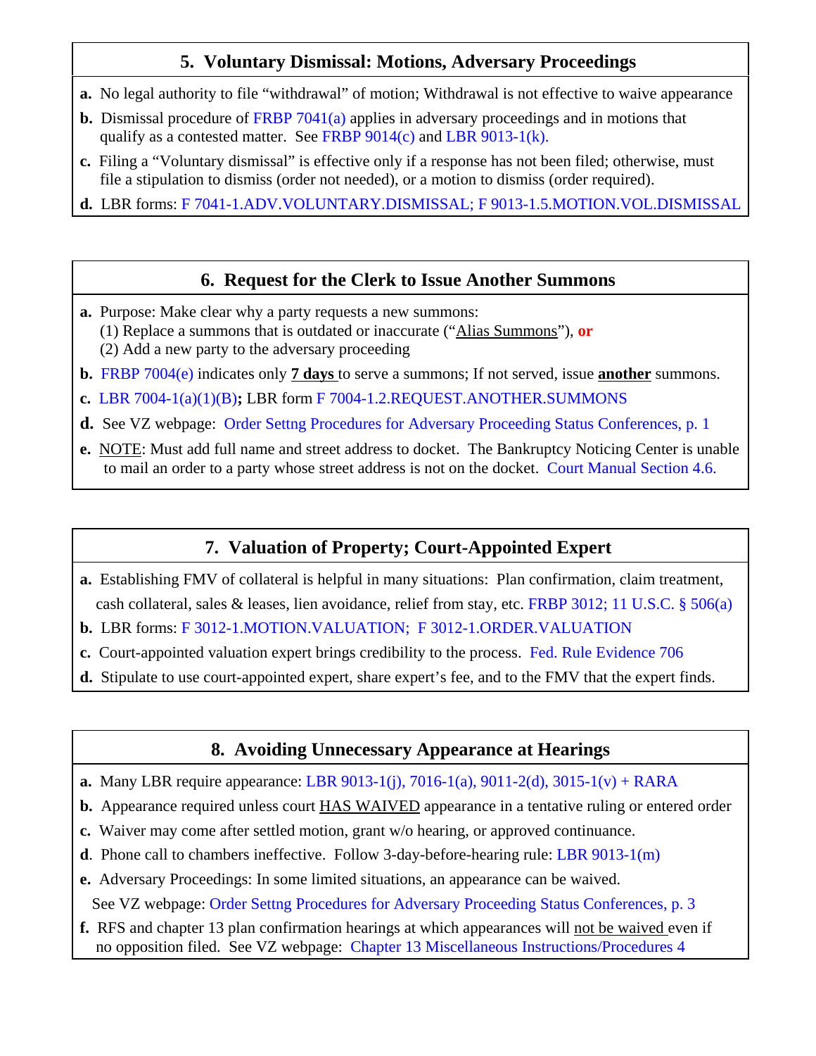## 5. Voluntary Dismissal: Motions, Adversary Proceedings

**a.** No legal authority to file "withdrawal" of motion; Withdrawal is not effective to waive appearance

**b.** Dismissal procedure of FRBP 7041(a) applies in adversary proceedings and in motions that qualify as a contested matter. See FRBP 9014(c) and LBR 9013-1(k).

**c.** Filing a "Voluntary dismissal" is effective only if a response has not been filed; otherwise, must file a stipulation to dismiss (order not needed), or a motion to dismiss (order required).

**d.** LBR forms: F 7041-1.ADV.VOLUNTARY.DISMISSAL; F 9013-1.5.MOTION.VOL.DISMISSAL

## 6. Request for the Clerk to Issue Another Summons

**a.** Purpose: Make clear why a party requests a new summons:
(1) Replace a summons that is outdated or inaccurate ("Alias Summons"), **or**
(2) Add a new party to the adversary proceeding

**b.** FRBP 7004(e) indicates only **7 days** to serve a summons; If not served, issue **another** summons.

**c.** LBR 7004-1(a)(1)(B)**;** LBR form F 7004-1.2.REQUEST.ANOTHER.SUMMONS

**d.** See VZ webpage: Order Settng Procedures for Adversary Proceeding Status Conferences, p. 1

**e.** NOTE: Must add full name and street address to docket. The Bankruptcy Noticing Center is unable to mail an order to a party whose street address is not on the docket. Court Manual Section 4.6.

## 7. Valuation of Property; Court-Appointed Expert

**a.** Establishing FMV of collateral is helpful in many situations: Plan confirmation, claim treatment, cash collateral, sales & leases, lien avoidance, relief from stay, etc. FRBP 3012; 11 U.S.C. § 506(a)

**b.** LBR forms: F 3012-1.MOTION.VALUATION; F 3012-1.ORDER.VALUATION

**c.** Court-appointed valuation expert brings credibility to the process. Fed. Rule Evidence 706

**d.** Stipulate to use court-appointed expert, share expert's fee, and to the FMV that the expert finds.

## 8. Avoiding Unnecessary Appearance at Hearings

**a.** Many LBR require appearance: LBR 9013-1(j), 7016-1(a), 9011-2(d), 3015-1(v) + RARA

**b.** Appearance required unless court HAS WAIVED appearance in a tentative ruling or entered order

**c.** Waiver may come after settled motion, grant w/o hearing, or approved continuance.

**d.** Phone call to chambers ineffective. Follow 3-day-before-hearing rule: LBR 9013-1(m)

**e.** Adversary Proceedings: In some limited situations, an appearance can be waived.
See VZ webpage: Order Settng Procedures for Adversary Proceeding Status Conferences, p. 3

**f.** RFS and chapter 13 plan confirmation hearings at which appearances will not be waived even if no opposition filed. See VZ webpage: Chapter 13 Miscellaneous Instructions/Procedures 4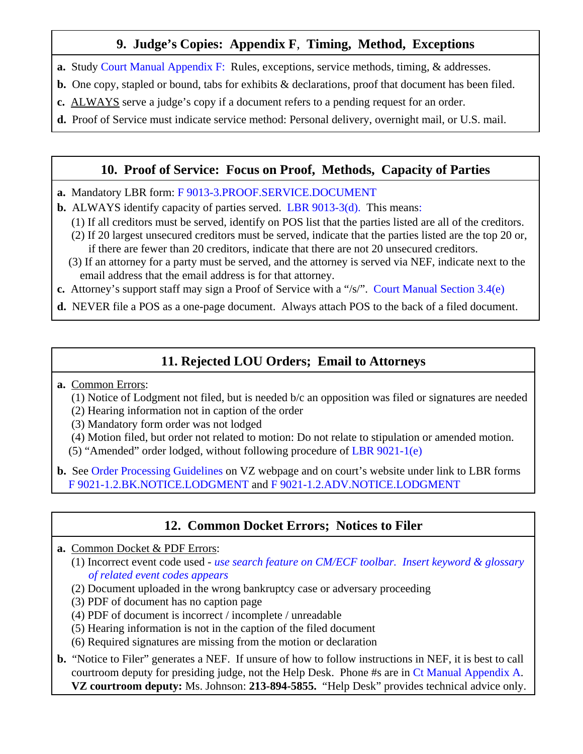## 9. Judge's Copies: Appendix F, Timing, Method, Exceptions

**a.** Study Court Manual Appendix F: Rules, exceptions, service methods, timing, & addresses.

**b.** One copy, stapled or bound, tabs for exhibits & declarations, proof that document has been filed.

**c.** ALWAYS serve a judge's copy if a document refers to a pending request for an order.

**d.** Proof of Service must indicate service method: Personal delivery, overnight mail, or U.S. mail.

## 10. Proof of Service: Focus on Proof, Methods, Capacity of Parties

**a.** Mandatory LBR form: F 9013-3.PROOF.SERVICE.DOCUMENT

**b.** ALWAYS identify capacity of parties served. LBR 9013-3(d). This means:

(1) If all creditors must be served, identify on POS list that the parties listed are all of the creditors.

(2) If 20 largest unsecured creditors must be served, indicate that the parties listed are the top 20 or, if there are fewer than 20 creditors, indicate that there are not 20 unsecured creditors.

(3) If an attorney for a party must be served, and the attorney is served via NEF, indicate next to the email address that the email address is for that attorney.

**c.** Attorney's support staff may sign a Proof of Service with a "/s/". Court Manual Section 3.4(e)

**d.** NEVER file a POS as a one-page document. Always attach POS to the back of a filed document.

## 11. Rejected LOU Orders; Email to Attorneys

**a.** Common Errors:

(1) Notice of Lodgment not filed, but is needed b/c an opposition was filed or signatures are needed

(2) Hearing information not in caption of the order

(3) Mandatory form order was not lodged

(4) Motion filed, but order not related to motion: Do not relate to stipulation or amended motion.

(5) "Amended" order lodged, without following procedure of LBR 9021-1(e)

**b.** See Order Processing Guidelines on VZ webpage and on court's website under link to LBR forms F 9021-1.2.BK.NOTICE.LODGMENT and F 9021-1.2.ADV.NOTICE.LODGMENT

## 12. Common Docket Errors; Notices to Filer

**a.** Common Docket & PDF Errors:

(1) Incorrect event code used - *use search feature on CM/ECF toolbar. Insert keyword & glossary of related event codes appears*

(2) Document uploaded in the wrong bankruptcy case or adversary proceeding

(3) PDF of document has no caption page

(4) PDF of document is incorrect / incomplete / unreadable

(5) Hearing information is not in the caption of the filed document

(6) Required signatures are missing from the motion or declaration

**b.** "Notice to Filer" generates a NEF. If unsure of how to follow instructions in NEF, it is best to call courtroom deputy for presiding judge, not the Help Desk. Phone #s are in Ct Manual Appendix A. **VZ courtroom deputy:** Ms. Johnson: **213-894-5855.** "Help Desk" provides technical advice only.